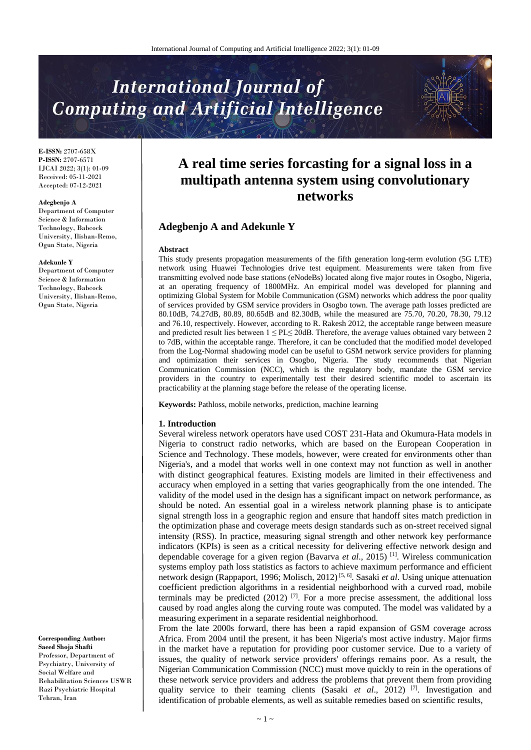# International Journal of Computing and Artificial Intelligence

**E-ISSN:** 2707-658X
**P-ISSN:** 2707-6571
IJCAI 2022; 3(1): 01-09
Received: 05-11-2021
Accepted: 07-12-2021

**Adegbenjo A**
Department of Computer Science & Information Technology, Babcock University, Ilishan-Remo, Ogun State, Nigeria

**Adekunle Y**
Department of Computer Science & Information Technology, Babcock University, Ilishan-Remo, Ogun State, Nigeria

**Corresponding Author:**
**Saeed Shoja Shafti**
Professor, Department of Psychiatry, University of Social Welfare and Rehabilitation Sciences USWR Razi Psychiatric Hospital Tehran, Iran

# A real time series forcasting for a signal loss in a multipath antenna system using convolutionary networks

## Adegbenjo A and Adekunle Y

**Abstract**

This study presents propagation measurements of the fifth generation long-term evolution (5G LTE) network using Huawei Technologies drive test equipment. Measurements were taken from five transmitting evolved node base stations (eNodeBs) located along five major routes in Osogbo, Nigeria, at an operating frequency of 1800MHz. An empirical model was developed for planning and optimizing Global System for Mobile Communication (GSM) networks which address the poor quality of services provided by GSM service providers in Osogbo town. The average path losses predicted are 80.10dB, 74.27dB, 80.89, 80.65dB and 82.30dB, while the measured are 75.70, 70.20, 78.30, 79.12 and 76.10, respectively. However, according to R. Rakesh 2012, the acceptable range between measure and predicted result lies between $1 \leq PL \leq 20dB$. Therefore, the average values obtained vary between 2 to 7dB, within the acceptable range. Therefore, it can be concluded that the modified model developed from the Log-Normal shadowing model can be useful to GSM network service providers for planning and optimization their services in Osogbo, Nigeria. The study recommends that Nigerian Communication Commission (NCC), which is the regulatory body, mandate the GSM service providers in the country to experimentally test their desired scientific model to ascertain its practicability at the planning stage before the release of the operating license.

**Keywords:** Pathloss, mobile networks, prediction, machine learning

## 1. Introduction

Several wireless network operators have used COST 231-Hata and Okumura-Hata models in Nigeria to construct radio networks, which are based on the European Cooperation in Science and Technology. These models, however, were created for environments other than Nigeria's, and a model that works well in one context may not function as well in another with distinct geographical features. Existing models are limited in their effectiveness and accuracy when employed in a setting that varies geographically from the one intended. The validity of the model used in the design has a significant impact on network performance, as should be noted. An essential goal in a wireless network planning phase is to anticipate signal strength loss in a geographic region and ensure that handoff sites match prediction in the optimization phase and coverage meets design standards such as on-street received signal intensity (RSS). In practice, measuring signal strength and other network key performance indicators (KPIs) is seen as a critical necessity for delivering effective network design and dependable coverage for a given region (Bavarva *et al*., 2015) [1]. Wireless communication systems employ path loss statistics as factors to achieve maximum performance and efficient network design (Rappaport, 1996; Molisch, 2012) [5, 6]. Sasaki *et al*. Using unique attenuation coefficient prediction algorithms in a residential neighborhood with a curved road, mobile terminals may be predicted (2012) [7]. For a more precise assessment, the additional loss caused by road angles along the curving route was computed. The model was validated by a measuring experiment in a separate residential neighborhood.

From the late 2000s forward, there has been a rapid expansion of GSM coverage across Africa. From 2004 until the present, it has been Nigeria's most active industry. Major firms in the market have a reputation for providing poor customer service. Due to a variety of issues, the quality of network service providers' offerings remains poor. As a result, the Nigerian Communication Commission (NCC) must move quickly to rein in the operations of these network service providers and address the problems that prevent them from providing quality service to their teaming clients (Sasaki *et al*., 2012) [7]. Investigation and identification of probable elements, as well as suitable remedies based on scientific results,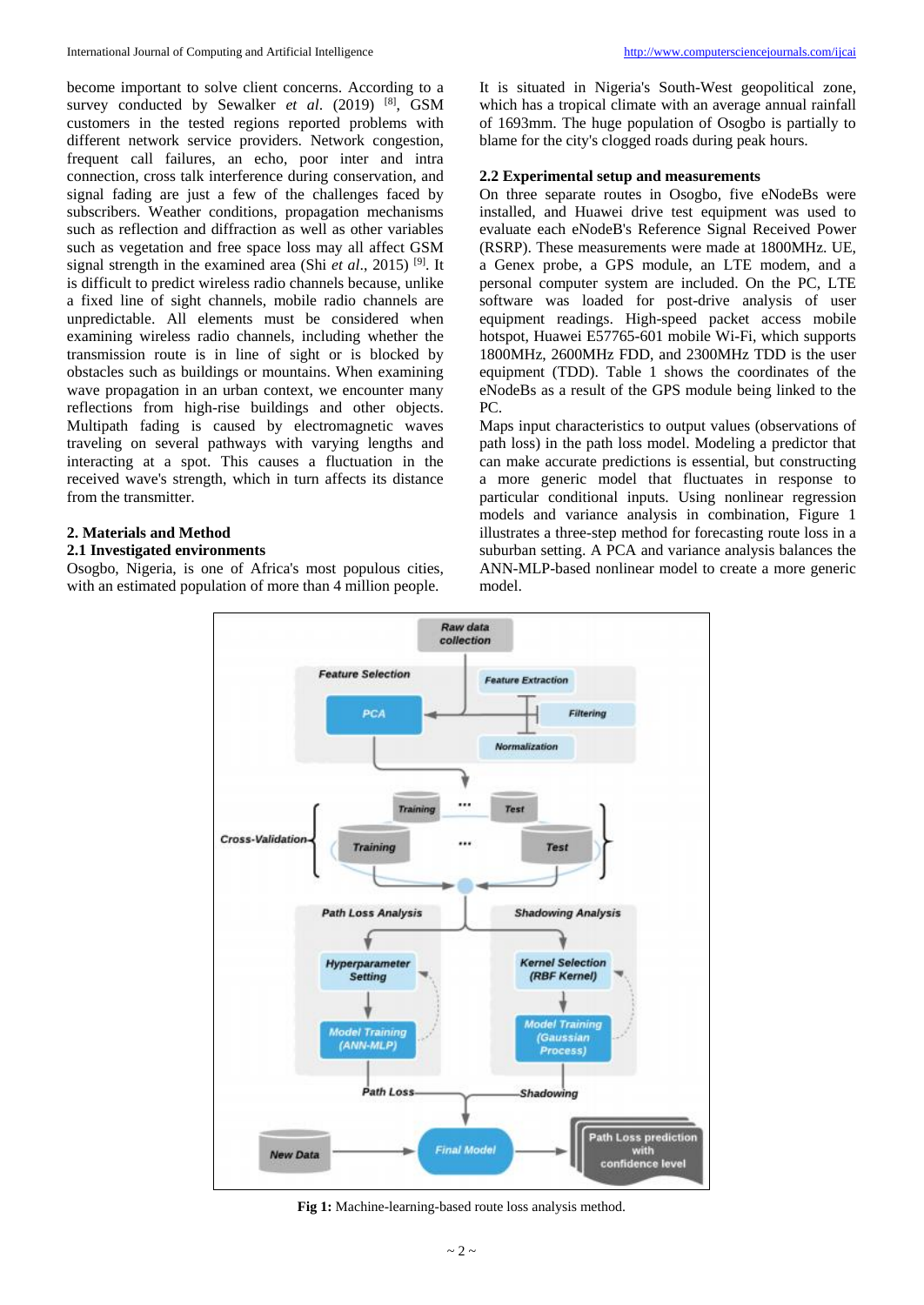become important to solve client concerns. According to a survey conducted by Sewalker *et al.* (2019) [8], GSM customers in the tested regions reported problems with different network service providers. Network congestion, frequent call failures, an echo, poor inter and intra connection, cross talk interference during conservation, and signal fading are just a few of the challenges faced by subscribers. Weather conditions, propagation mechanisms such as reflection and diffraction as well as other variables such as vegetation and free space loss may all affect GSM signal strength in the examined area (Shi *et al*., 2015) [9]. It is difficult to predict wireless radio channels because, unlike a fixed line of sight channels, mobile radio channels are unpredictable. All elements must be considered when examining wireless radio channels, including whether the transmission route is in line of sight or is blocked by obstacles such as buildings or mountains. When examining wave propagation in an urban context, we encounter many reflections from high-rise buildings and other objects. Multipath fading is caused by electromagnetic waves traveling on several pathways with varying lengths and interacting at a spot. This causes a fluctuation in the received wave's strength, which in turn affects its distance from the transmitter.

## 2. Materials and Method

### 2.1 Investigated environments

Osogbo, Nigeria, is one of Africa's most populous cities, with an estimated population of more than 4 million people. It is situated in Nigeria's South-West geopolitical zone, which has a tropical climate with an average annual rainfall of 1693mm. The huge population of Osogbo is partially to blame for the city's clogged roads during peak hours.

### 2.2 Experimental setup and measurements

On three separate routes in Osogbo, five eNodeBs were installed, and Huawei drive test equipment was used to evaluate each eNodeB's Reference Signal Received Power (RSRP). These measurements were made at 1800MHz. UE, a Genex probe, a GPS module, an LTE modem, and a personal computer system are included. On the PC, LTE software was loaded for post-drive analysis of user equipment readings. High-speed packet access mobile hotspot, Huawei E57765-601 mobile Wi-Fi, which supports 1800MHz, 2600MHz FDD, and 2300MHz TDD is the user equipment (TDD). Table 1 shows the coordinates of the eNodeBs as a result of the GPS module being linked to the PC.

Maps input characteristics to output values (observations of path loss) in the path loss model. Modeling a predictor that can make accurate predictions is essential, but constructing a more generic model that fluctuates in response to particular conditional inputs. Using nonlinear regression models and variance analysis in combination, Figure 1 illustrates a three-step method for forecasting route loss in a suburban setting. A PCA and variance analysis balances the ANN-MLP-based nonlinear model to create a more generic model.

**Fig 1:** Machine-learning-based route loss analysis method.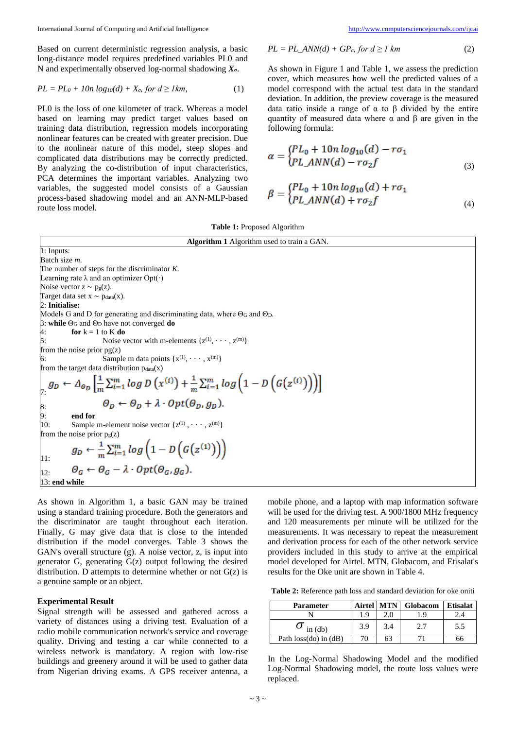Based on current deterministic regression analysis, a basic long-distance model requires predefined variables PL0 and N and experimentally observed log-normal shadowing $X_\sigma$.

$$PL = PL_0 + 10n \log_{10}(d) + X_\sigma, \text{ for } d \geq 1km, \quad (1)$$

PL0 is the loss of one kilometer of track. Whereas a model based on learning may predict target values based on training data distribution, regression models incorporating nonlinear features can be created with greater precision. Due to the nonlinear nature of this model, steep slopes and complicated data distributions may be correctly predicted. By analyzing the co-distribution of input characteristics, PCA determines the important variables. Analyzing two variables, the suggested model consists of a Gaussian process-based shadowing model and an ANN-MLP-based route loss model.

$$PL = PL\_ANN(d) + GP_\sigma, \text{ for } d \geq 1 \text{ km} \quad (2)$$

As shown in Figure 1 and Table 1, we assess the prediction cover, which measures how well the predicted values of a model correspond with the actual test data in the standard deviation. In addition, the preview coverage is the measured data ratio inside a range of α to β divided by the entire quantity of measured data where α and β are given in the following formula:

$$\alpha = \begin{cases} PL_0 + 10n \log_{10}(d) - r\sigma_1 \\ PL\_ANN(d) - r\sigma_2 f \end{cases} \quad (3)$$

$$\beta = \begin{cases} PL_0 + 10n \log_{10}(d) + r\sigma_1 \\ PL\_ANN(d) + r\sigma_2 f \end{cases} \quad (4)$$

**Table 1:** Proposed Algorithm

| **Algorithm 1** Algorithm used to train a GAN. |
|---|
| 1: Inputs: |
| Batch size *m*. |
| The number of steps for the discriminator *K*. |
| Learning rate λ and an optimizer Opt(·) |
| Noise vector $z \sim p_g(z)$. |
| Target data set $x \sim p_{data}(x)$. |
| 2: **Initialise:** |
| Models G and D for generating and discriminating data, where $\Theta_G$ and $\Theta_D$. |
| 3: **while** $\Theta_G$ and $\Theta_D$ have not converged **do** |
| 4: **for** k = 1 to K **do** |
| 5: Noise vector with m-elements $\{z^{(1)}, \cdots, z^{(m)}\}$ |
| from the noise prior pg(z) |
| 6: Sample m data points $\{x^{(1)}, \cdots, x^{(m)}\}$ |
| from the target data distribution $p_{data}(x)$ |
| 7: $g_D \leftarrow \Delta_{\Theta_D}\left[\frac{1}{m}\sum_{i=1}^{m} \log D\left(x^{(i)}\right) + \frac{1}{m}\sum_{i=1}^{m} \log\left(1 - D\left(G\left(z^{(i)}\right)\right)\right)\right]$ |
| 8: $\Theta_D \leftarrow \Theta_D + \lambda \cdot Opt(\Theta_D, g_D)$. |
| 9: **end for** |
| 10: Sample m-element noise vector $\{z^{(1)}, \cdots, z^{(m)}\}$ |
| from the noise prior $p_g(z)$ |
| 11: $g_D \leftarrow \frac{1}{m}\sum_{i=1}^{m} \log\left(1 - D\left(G\left(z^{(1)}\right)\right)\right)$ |
| 12: $\Theta_G \leftarrow \Theta_G - \lambda \cdot Opt(\Theta_G, g_G)$. |
| 13: **end while** |

As shown in Algorithm 1, a basic GAN may be trained using a standard training procedure. Both the generators and the discriminator are taught throughout each iteration. Finally, G may give data that is close to the intended distribution if the model converges. Table 3 shows the GAN's overall structure (g). A noise vector, z, is input into generator G, generating G(z) output following the desired distribution. D attempts to determine whether or not G(z) is a genuine sample or an object.

### Experimental Result

Signal strength will be assessed and gathered across a variety of distances using a driving test. Evaluation of a radio mobile communication network's service and coverage quality. Driving and testing a car while connected to a wireless network is mandatory. A region with low-rise buildings and greenery around it will be used to gather data from Nigerian driving exams. A GPS receiver antenna, a mobile phone, and a laptop with map information software will be used for the driving test. A 900/1800 MHz frequency and 120 measurements per minute will be utilized for the measurements. It was necessary to repeat the measurement and derivation process for each of the other network service providers included in this study to arrive at the empirical model developed for Airtel. MTN, Globacom, and Etisalat's results for the Oke unit are shown in Table 4.

**Table 2:** Reference path loss and standard deviation for oke oniti

| Parameter | Airtel | MTN | Globacom | Etisalat |
|---|---|---|---|---|
| N | 1.9 | 2.0 | 1.9 | 2.4 |
| $\sigma$ in (db) | 3.9 | 3.4 | 2.7 | 5.5 |
| Path loss(do) in (dB) | 70 | 63 | 71 | 66 |

In the Log-Normal Shadowing Model and the modified Log-Normal Shadowing model, the route loss values were replaced.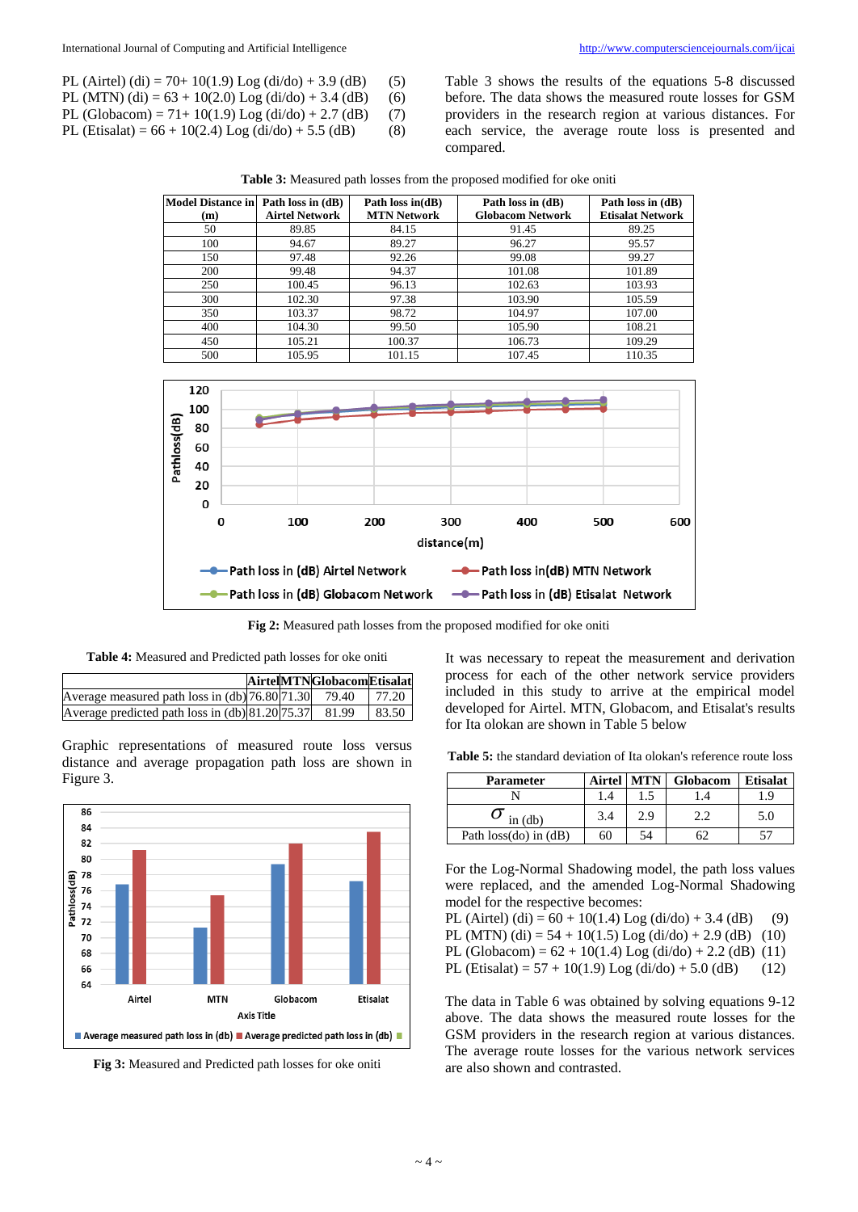$$PL\ (Airtel)\ (di) = 70 + 10(1.9)\ Log\ (di/do) + 3.9\ (dB) \quad (5)$$

$$PL\ (MTN)\ (di) = 63 + 10(2.0)\ Log\ (di/do) + 3.4\ (dB) \quad (6)$$

$$PL\ (Globacom) = 71 + 10(1.9)\ Log\ (di/do) + 2.7\ (dB) \quad (7)$$

$$PL\ (Etisalat) = 66 + 10(2.4)\ Log\ (di/do) + 5.5\ (dB) \quad (8)$$

Table 3 shows the results of the equations 5-8 discussed before. The data shows the measured route losses for GSM providers in the research region at various distances. For each service, the average route loss is presented and compared.

**Table 3:** Measured path losses from the proposed modified for oke oniti

| Model Distance in (m) | Path loss in (dB) Airtel Network | Path loss in(dB) MTN Network | Path loss in (dB) Globacom Network | Path loss in (dB) Etisalat Network |
|---|---|---|---|---|
| 50 | 89.85 | 84.15 | 91.45 | 89.25 |
| 100 | 94.67 | 89.27 | 96.27 | 95.57 |
| 150 | 97.48 | 92.26 | 99.08 | 99.27 |
| 200 | 99.48 | 94.37 | 101.08 | 101.89 |
| 250 | 100.45 | 96.13 | 102.63 | 103.93 |
| 300 | 102.30 | 97.38 | 103.90 | 105.59 |
| 350 | 103.37 | 98.72 | 104.97 | 107.00 |
| 400 | 104.30 | 99.50 | 105.90 | 108.21 |
| 450 | 105.21 | 100.37 | 106.73 | 109.29 |
| 500 | 105.95 | 101.15 | 107.45 | 110.35 |

**Fig 2:** Measured path losses from the proposed modified for oke oniti

**Table 4:** Measured and Predicted path losses for oke oniti

| | Airtel | MTN | Globacom | Etisalat |
|---|---|---|---|---|
| Average measured path loss in (db) | 76.80 | 71.30 | 79.40 | 77.20 |
| Average predicted path loss in (db) | 81.20 | 75.37 | 81.99 | 83.50 |

Graphic representations of measured route loss versus distance and average propagation path loss are shown in Figure 3.

**Fig 3:** Measured and Predicted path losses for oke oniti

It was necessary to repeat the measurement and derivation process for each of the other network service providers included in this study to arrive at the empirical model developed for Airtel. MTN, Globacom, and Etisalat's results for Ita olokan are shown in Table 5 below

**Table 5:** the standard deviation of Ita olokan's reference route loss

| Parameter | Airtel | MTN | Globacom | Etisalat |
|---|---|---|---|---|
| N | 1.4 | 1.5 | 1.4 | 1.9 |
| $\sigma$ in (db) | 3.4 | 2.9 | 2.2 | 5.0 |
| Path loss(do) in (dB) | 60 | 54 | 62 | 57 |

For the Log-Normal Shadowing model, the path loss values were replaced, and the amended Log-Normal Shadowing model for the respective becomes:

$$PL\ (Airtel)\ (di) = 60 + 10(1.4)\ Log\ (di/do) + 3.4\ (dB) \quad (9)$$

$$PL\ (MTN)\ (di) = 54 + 10(1.5)\ Log\ (di/do) + 2.9\ (dB) \quad (10)$$

$$PL\ (Globacom) = 62 + 10(1.4)\ Log\ (di/do) + 2.2\ (dB) \quad (11)$$

$$PL\ (Etisalat) = 57 + 10(1.9)\ Log\ (di/do) + 5.0\ (dB) \quad (12)$$

The data in Table 6 was obtained by solving equations 9-12 above. The data shows the measured route losses for the GSM providers in the research region at various distances. The average route losses for the various network services are also shown and contrasted.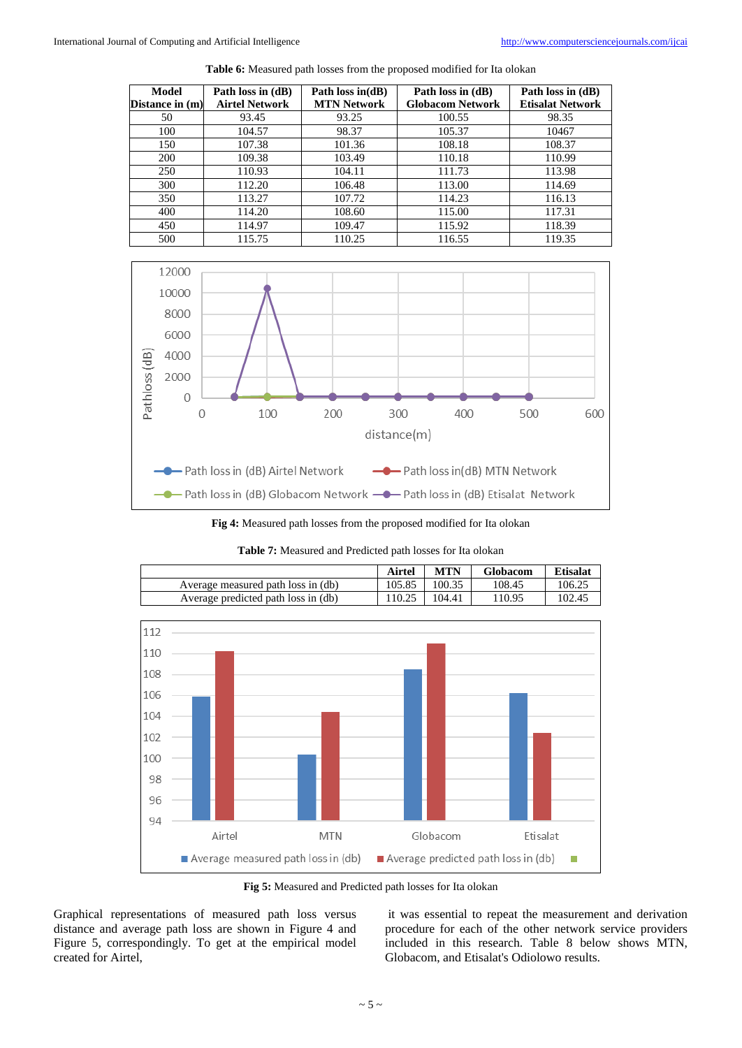Table 6: Measured path losses from the proposed modified for Ita olokan

| Model Distance in (m) | Path loss in (dB) Airtel Network | Path loss in(dB) MTN Network | Path loss in (dB) Globacom Network | Path loss in (dB) Etisalat Network |
|---|---|---|---|---|
| 50 | 93.45 | 93.25 | 100.55 | 98.35 |
| 100 | 104.57 | 98.37 | 105.37 | 10467 |
| 150 | 107.38 | 101.36 | 108.18 | 108.37 |
| 200 | 109.38 | 103.49 | 110.18 | 110.99 |
| 250 | 110.93 | 104.11 | 111.73 | 113.98 |
| 300 | 112.20 | 106.48 | 113.00 | 114.69 |
| 350 | 113.27 | 107.72 | 114.23 | 116.13 |
| 400 | 114.20 | 108.60 | 115.00 | 117.31 |
| 450 | 114.97 | 109.47 | 115.92 | 118.39 |
| 500 | 115.75 | 110.25 | 116.55 | 119.35 |

**Fig 4:** Measured path losses from the proposed modified for Ita olokan

Table 7: Measured and Predicted path losses for Ita olokan

| | Airtel | MTN | Globacom | Etisalat |
|---|---|---|---|---|
| Average measured path loss in (db) | 105.85 | 100.35 | 108.45 | 106.25 |
| Average predicted path loss in (db) | 110.25 | 104.41 | 110.95 | 102.45 |

**Fig 5:** Measured and Predicted path losses for Ita olokan

Graphical representations of measured path loss versus distance and average path loss are shown in Figure 4 and Figure 5, correspondingly. To get at the empirical model created for Airtel, it was essential to repeat the measurement and derivation procedure for each of the other network service providers included in this research. Table 8 below shows MTN, Globacom, and Etisalat's Odiolowo results.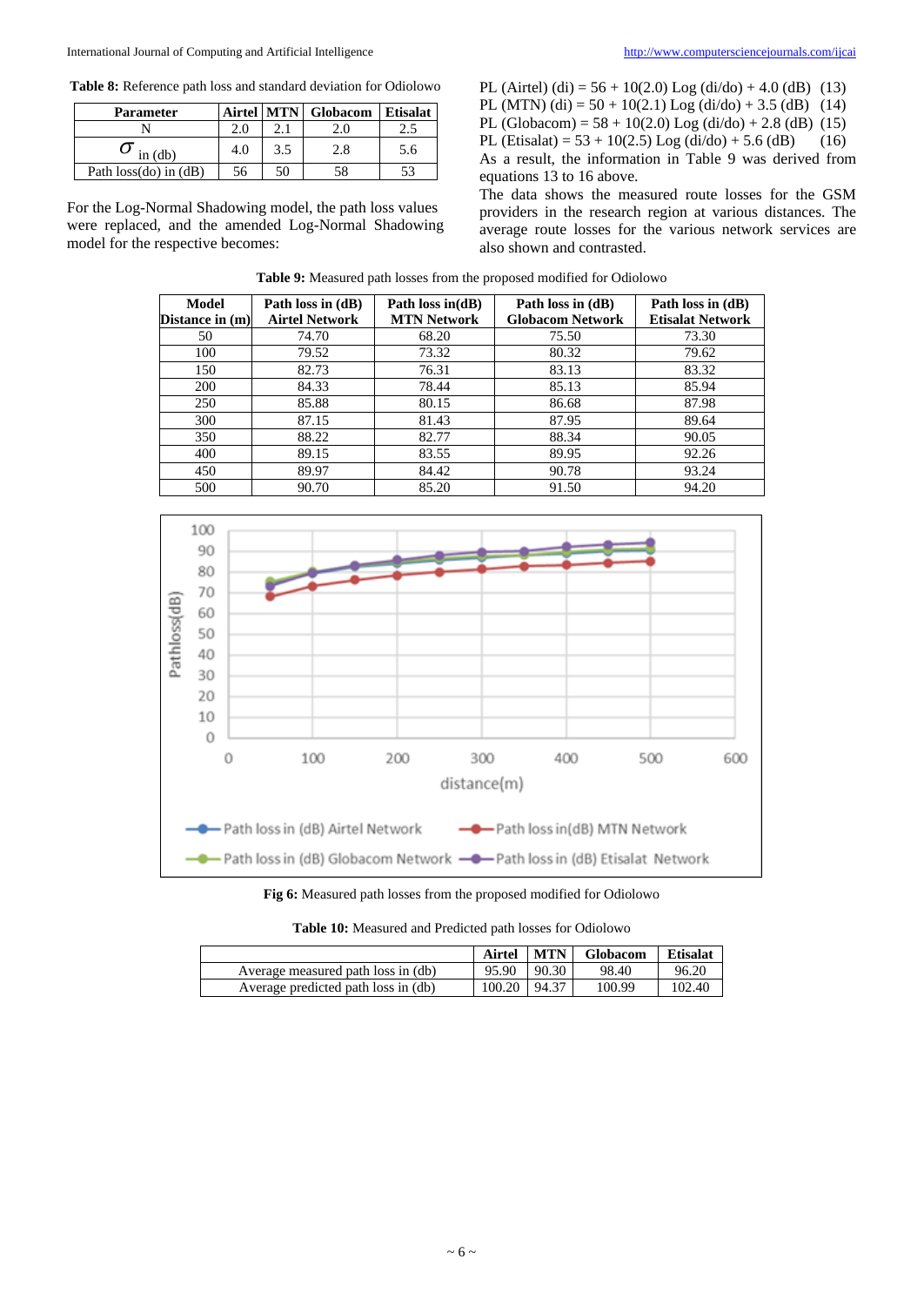**Table 8:** Reference path loss and standard deviation for Odiolowo

| Parameter | Airtel | MTN | Globacom | Etisalat |
|---|---|---|---|---|
| N | 2.0 | 2.1 | 2.0 | 2.5 |
| $\sigma$ in (db) | 4.0 | 3.5 | 2.8 | 5.6 |
| Path loss(do) in (dB) | 56 | 50 | 58 | 53 |

For the Log-Normal Shadowing model, the path loss values were replaced, and the amended Log-Normal Shadowing model for the respective becomes:

$$PL\ (Airtel)\ (di) = 56 + 10(2.0)\ Log\ (di/do) + 4.0\ (dB) \quad (13)$$

$$PL\ (MTN)\ (di) = 50 + 10(2.1)\ Log\ (di/do) + 3.5\ (dB) \quad (14)$$

$$PL\ (Globacom) = 58 + 10(2.0)\ Log\ (di/do) + 2.8\ (dB) \quad (15)$$

$$PL\ (Etisalat) = 53 + 10(2.5)\ Log\ (di/do) + 5.6\ (dB) \quad (16)$$

As a result, the information in Table 9 was derived from equations 13 to 16 above.

The data shows the measured route losses for the GSM providers in the research region at various distances. The average route losses for the various network services are also shown and contrasted.

**Table 9:** Measured path losses from the proposed modified for Odiolowo

| Model Distance in (m) | Path loss in (dB) Airtel Network | Path loss in(dB) MTN Network | Path loss in (dB) Globacom Network | Path loss in (dB) Etisalat Network |
|---|---|---|---|---|
| 50 | 74.70 | 68.20 | 75.50 | 73.30 |
| 100 | 79.52 | 73.32 | 80.32 | 79.62 |
| 150 | 82.73 | 76.31 | 83.13 | 83.32 |
| 200 | 84.33 | 78.44 | 85.13 | 85.94 |
| 250 | 85.88 | 80.15 | 86.68 | 87.98 |
| 300 | 87.15 | 81.43 | 87.95 | 89.64 |
| 350 | 88.22 | 82.77 | 88.34 | 90.05 |
| 400 | 89.15 | 83.55 | 89.95 | 92.26 |
| 450 | 89.97 | 84.42 | 90.78 | 93.24 |
| 500 | 90.70 | 85.20 | 91.50 | 94.20 |

**Fig 6:** Measured path losses from the proposed modified for Odiolowo

**Table 10:** Measured and Predicted path losses for Odiolowo

| | Airtel | MTN | Globacom | Etisalat |
|---|---|---|---|---|
| Average measured path loss in (db) | 95.90 | 90.30 | 98.40 | 96.20 |
| Average predicted path loss in (db) | 100.20 | 94.37 | 100.99 | 102.40 |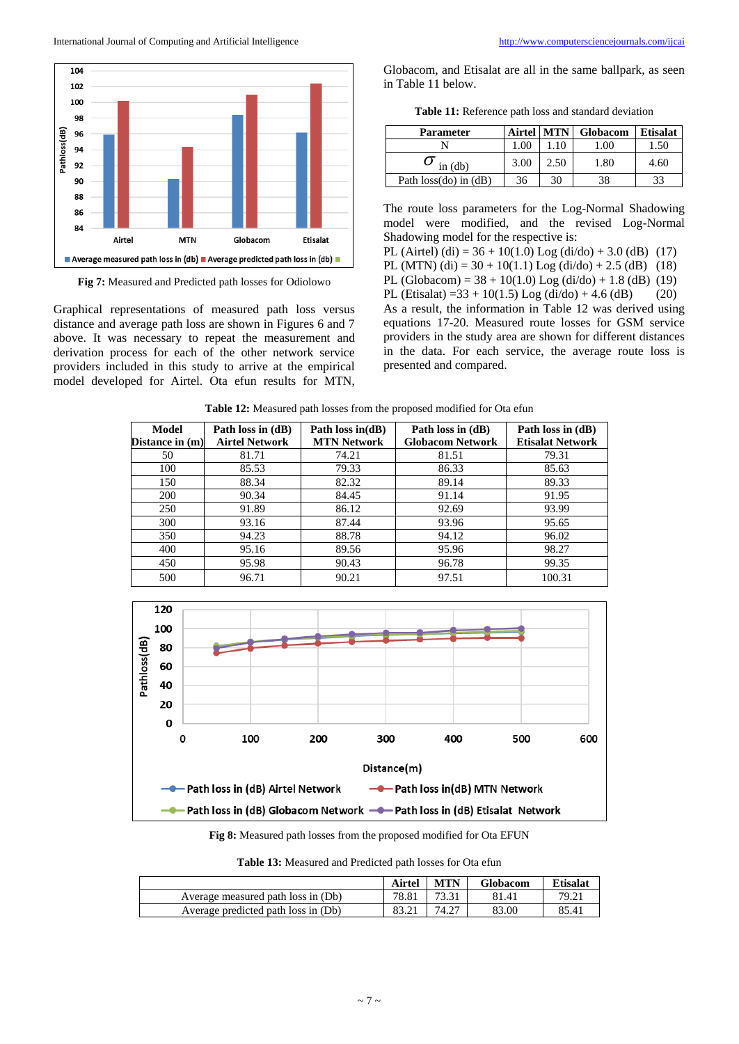Fig 7: Measured and Predicted path losses for Odiolowo

Graphical representations of measured path loss versus distance and average path loss are shown in Figures 6 and 7 above. It was necessary to repeat the measurement and derivation process for each of the other network service providers included in this study to arrive at the empirical model developed for Airtel. Ota efun results for MTN, Globacom, and Etisalat are all in the same ballpark, as seen in Table 11 below.

**Table 11:** Reference path loss and standard deviation

| Parameter | Airtel | MTN | Globacom | Etisalat |
|---|---|---|---|---|
| N | 1.00 | 1.10 | 1.00 | 1.50 |
| $\sigma$ in (db) | 3.00 | 2.50 | 1.80 | 4.60 |
| Path loss(do) in (dB) | 36 | 30 | 38 | 33 |

The route loss parameters for the Log-Normal Shadowing model were modified, and the revised Log-Normal Shadowing model for the respective is:

PL (Airtel) (di) = 36 + 10(1.0) Log (di/do) + 3.0 (dB) (17)

PL (MTN) (di) = 30 + 10(1.1) Log (di/do) + 2.5 (dB) (18)

PL (Globacom) = 38 + 10(1.0) Log (di/do) + 1.8 (dB) (19)

PL (Etisalat) =33 + 10(1.5) Log (di/do) + 4.6 (dB) (20)

As a result, the information in Table 12 was derived using equations 17-20. Measured route losses for GSM service providers in the study area are shown for different distances in the data. For each service, the average route loss is presented and compared.

**Table 12:** Measured path losses from the proposed modified for Ota efun

| Model Distance in (m) | Path loss in (dB) Airtel Network | Path loss in(dB) MTN Network | Path loss in (dB) Globacom Network | Path loss in (dB) Etisalat Network |
|---|---|---|---|---|
| 50 | 81.71 | 74.21 | 81.51 | 79.31 |
| 100 | 85.53 | 79.33 | 86.33 | 85.63 |
| 150 | 88.34 | 82.32 | 89.14 | 89.33 |
| 200 | 90.34 | 84.45 | 91.14 | 91.95 |
| 250 | 91.89 | 86.12 | 92.69 | 93.99 |
| 300 | 93.16 | 87.44 | 93.96 | 95.65 |
| 350 | 94.23 | 88.78 | 94.12 | 96.02 |
| 400 | 95.16 | 89.56 | 95.96 | 98.27 |
| 450 | 95.98 | 90.43 | 96.78 | 99.35 |
| 500 | 96.71 | 90.21 | 97.51 | 100.31 |

Fig 8: Measured path losses from the proposed modified for Ota EFUN

**Table 13:** Measured and Predicted path losses for Ota efun

| | Airtel | MTN | Globacom | Etisalat |
|---|---|---|---|---|
| Average measured path loss in (Db) | 78.81 | 73.31 | 81.41 | 79.21 |
| Average predicted path loss in (Db) | 83.21 | 74.27 | 83.00 | 85.41 |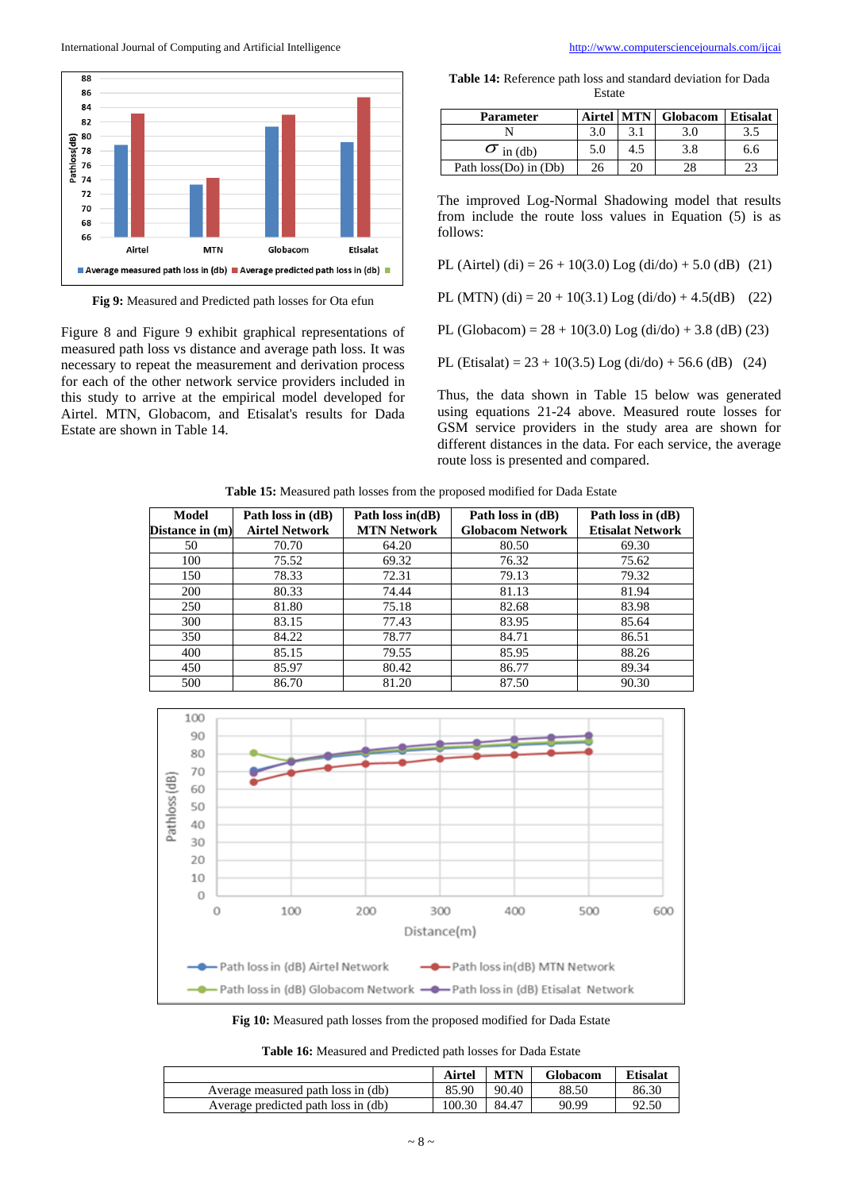Fig 9: Measured and Predicted path losses for Ota efun

Figure 8 and Figure 9 exhibit graphical representations of measured path loss vs distance and average path loss. It was necessary to repeat the measurement and derivation process for each of the other network service providers included in this study to arrive at the empirical model developed for Airtel. MTN, Globacom, and Etisalat's results for Dada Estate are shown in Table 14.

**Table 14:** Reference path loss and standard deviation for Dada Estate

| Parameter | Airtel | MTN | Globacom | Etisalat |
|---|---|---|---|---|
| N | 3.0 | 3.1 | 3.0 | 3.5 |
| $\sigma$ in (db) | 5.0 | 4.5 | 3.8 | 6.6 |
| Path loss(Do) in (Db) | 26 | 20 | 28 | 23 |

The improved Log-Normal Shadowing model that results from include the route loss values in Equation (5) is as follows:

PL (Airtel) (di) = 26 + 10(3.0) Log (di/do) + 5.0 (dB) (21)

PL (MTN) (di) = 20 + 10(3.1) Log (di/do) + 4.5(dB) (22)

PL (Globacom) = 28 + 10(3.0) Log (di/do) + 3.8 (dB) (23)

PL (Etisalat) = 23 + 10(3.5) Log (di/do) + 56.6 (dB) (24)

Thus, the data shown in Table 15 below was generated using equations 21-24 above. Measured route losses for GSM service providers in the study area are shown for different distances in the data. For each service, the average route loss is presented and compared.

**Table 15:** Measured path losses from the proposed modified for Dada Estate

| Model Distance in (m) | Path loss in (dB) Airtel Network | Path loss in(dB) MTN Network | Path loss in (dB) Globacom Network | Path loss in (dB) Etisalat Network |
|---|---|---|---|---|
| 50 | 70.70 | 64.20 | 80.50 | 69.30 |
| 100 | 75.52 | 69.32 | 76.32 | 75.62 |
| 150 | 78.33 | 72.31 | 79.13 | 79.32 |
| 200 | 80.33 | 74.44 | 81.13 | 81.94 |
| 250 | 81.80 | 75.18 | 82.68 | 83.98 |
| 300 | 83.15 | 77.43 | 83.95 | 85.64 |
| 350 | 84.22 | 78.77 | 84.71 | 86.51 |
| 400 | 85.15 | 79.55 | 85.95 | 88.26 |
| 450 | 85.97 | 80.42 | 86.77 | 89.34 |
| 500 | 86.70 | 81.20 | 87.50 | 90.30 |

**Fig 10:** Measured path losses from the proposed modified for Dada Estate

**Table 16:** Measured and Predicted path losses for Dada Estate

| | Airtel | MTN | Globacom | Etisalat |
|---|---|---|---|---|
| Average measured path loss in (db) | 85.90 | 90.40 | 88.50 | 86.30 |
| Average predicted path loss in (db) | 100.30 | 84.47 | 90.99 | 92.50 |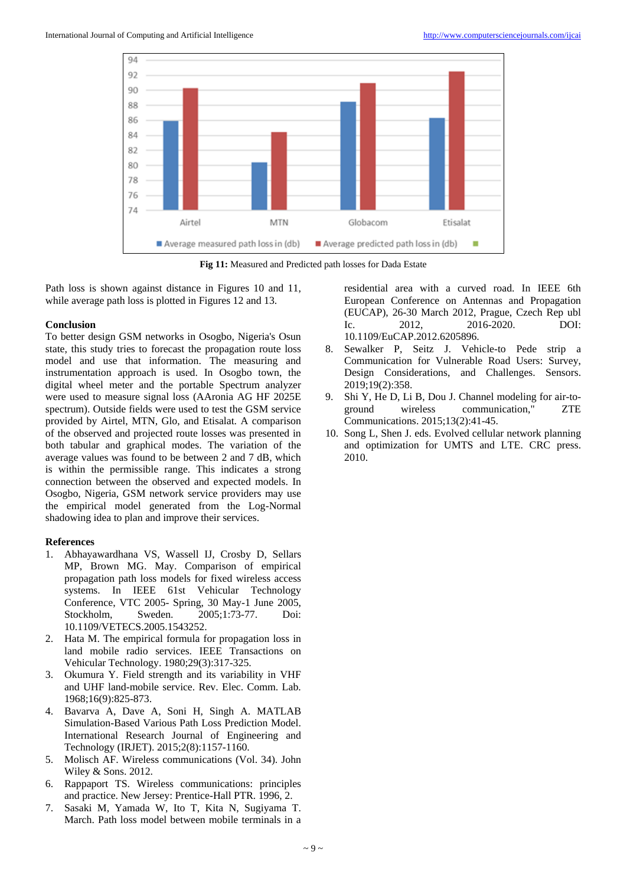94
92
90
88
86
84
82
80
78
76
74

Airtel MTN Globacom Etisalat

■ Average measured path loss in (db) ■ Average predicted path loss in (db)

**Fig 11:** Measured and Predicted path losses for Dada Estate

Path loss is shown against distance in Figures 10 and 11, while average path loss is plotted in Figures 12 and 13.

## Conclusion

To better design GSM networks in Osogbo, Nigeria's Osun state, this study tries to forecast the propagation route loss model and use that information. The measuring and instrumentation approach is used. In Osogbo town, the digital wheel meter and the portable Spectrum analyzer were used to measure signal loss (AAronia AG HF 2025E spectrum). Outside fields were used to test the GSM service provided by Airtel, MTN, Glo, and Etisalat. A comparison of the observed and projected route losses was presented in both tabular and graphical modes. The variation of the average values was found to be between 2 and 7 dB, which is within the permissible range. This indicates a strong connection between the observed and expected models. In Osogbo, Nigeria, GSM network service providers may use the empirical model generated from the Log-Normal shadowing idea to plan and improve their services.

## References

1. Abhayawardhana VS, Wassell IJ, Crosby D, Sellars MP, Brown MG. May. Comparison of empirical propagation path loss models for fixed wireless access systems. In IEEE 61st Vehicular Technology Conference, VTC 2005- Spring, 30 May-1 June 2005, Stockholm, Sweden. 2005;1:73-77. Doi: 10.1109/VETECS.2005.1543252.
2. Hata M. The empirical formula for propagation loss in land mobile radio services. IEEE Transactions on Vehicular Technology. 1980;29(3):317-325.
3. Okumura Y. Field strength and its variability in VHF and UHF land-mobile service. Rev. Elec. Comm. Lab. 1968;16(9):825-873.
4. Bavarva A, Dave A, Soni H, Singh A. MATLAB Simulation-Based Various Path Loss Prediction Model. International Research Journal of Engineering and Technology (IRJET). 2015;2(8):1157-1160.
5. Molisch AF. Wireless communications (Vol. 34). John Wiley & Sons. 2012.
6. Rappaport TS. Wireless communications: principles and practice. New Jersey: Prentice-Hall PTR. 1996, 2.
7. Sasaki M, Yamada W, Ito T, Kita N, Sugiyama T. March. Path loss model between mobile terminals in a residential area with a curved road. In IEEE 6th European Conference on Antennas and Propagation (EUCAP), 26-30 March 2012, Prague, Czech Rep ubl Ic. 2012, 2016-2020. DOI: 10.1109/EuCAP.2012.6205896.
8. Sewalker P, Seitz J. Vehicle-to Pede strip a Communication for Vulnerable Road Users: Survey, Design Considerations, and Challenges. Sensors. 2019;19(2):358.
9. Shi Y, He D, Li B, Dou J. Channel modeling for air-to-ground wireless communication," ZTE Communications. 2015;13(2):41-45.
10. Song L, Shen J. eds. Evolved cellular network planning and optimization for UMTS and LTE. CRC press. 2010.